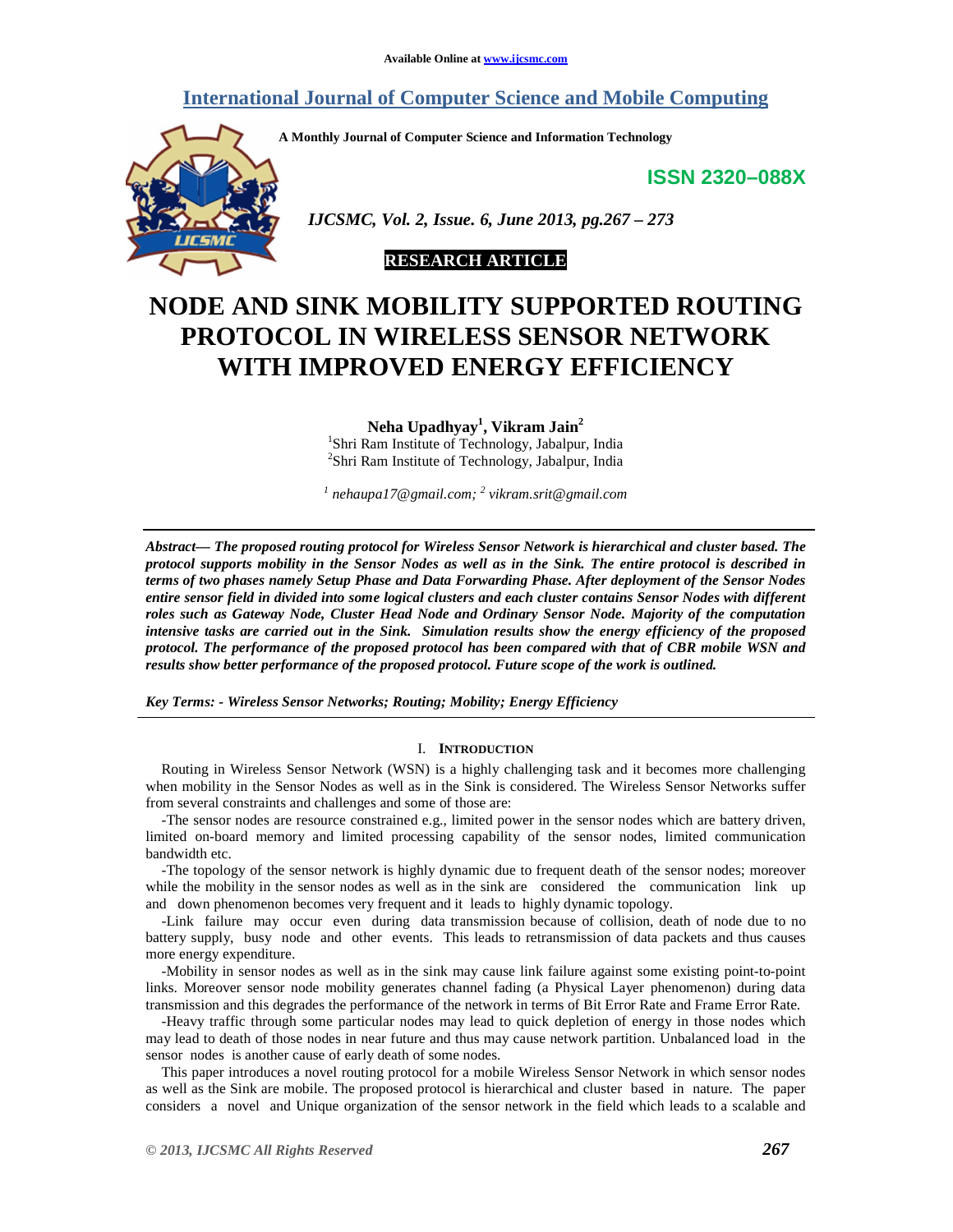Available Online at www.ijcsmc.com

# International Journal of Computer Science and Mobile Computing

A Monthly Journal of Computer Science and Information Technology

ISSN 2320–088X

*IJCSMC, Vol. 2, Issue. 6, June 2013, pg.267 – 273*

**RESEARCH ARTICLE**

# NODE AND SINK MOBILITY SUPPORTED ROUTING PROTOCOL IN WIRELESS SENSOR NETWORK WITH IMPROVED ENERGY EFFICIENCY

**Neha Upadhyay[1], Vikram Jain[2]**

[1]Shri Ram Institute of Technology, Jabalpur, India
[2]Shri Ram Institute of Technology, Jabalpur, India

*[1] nehaupa17@gmail.com; [2] vikram.srit@gmail.com*

***Abstract— The proposed routing protocol for Wireless Sensor Network is hierarchical and cluster based. The protocol supports mobility in the Sensor Nodes as well as in the Sink. The entire protocol is described in terms of two phases namely Setup Phase and Data Forwarding Phase. After deployment of the Sensor Nodes entire sensor field in divided into some logical clusters and each cluster contains Sensor Nodes with different roles such as Gateway Node, Cluster Head Node and Ordinary Sensor Node. Majority of the computation intensive tasks are carried out in the Sink. Simulation results show the energy efficiency of the proposed protocol. The performance of the proposed protocol has been compared with that of CBR mobile WSN and results show better performance of the proposed protocol. Future scope of the work is outlined.***

***Key Terms: - Wireless Sensor Networks; Routing; Mobility; Energy Efficiency***

## I. INTRODUCTION

Routing in Wireless Sensor Network (WSN) is a highly challenging task and it becomes more challenging when mobility in the Sensor Nodes as well as in the Sink is considered. The Wireless Sensor Networks suffer from several constraints and challenges and some of those are:

-The sensor nodes are resource constrained e.g., limited power in the sensor nodes which are battery driven, limited on-board memory and limited processing capability of the sensor nodes, limited communication bandwidth etc.

-The topology of the sensor network is highly dynamic due to frequent death of the sensor nodes; moreover while the mobility in the sensor nodes as well as in the sink are considered the communication link up and down phenomenon becomes very frequent and it leads to highly dynamic topology.

-Link failure may occur even during data transmission because of collision, death of node due to no battery supply, busy node and other events. This leads to retransmission of data packets and thus causes more energy expenditure.

-Mobility in sensor nodes as well as in the sink may cause link failure against some existing point-to-point links. Moreover sensor node mobility generates channel fading (a Physical Layer phenomenon) during data transmission and this degrades the performance of the network in terms of Bit Error Rate and Frame Error Rate.

-Heavy traffic through some particular nodes may lead to quick depletion of energy in those nodes which may lead to death of those nodes in near future and thus may cause network partition. Unbalanced load in the sensor nodes is another cause of early death of some nodes.

This paper introduces a novel routing protocol for a mobile Wireless Sensor Network in which sensor nodes as well as the Sink are mobile. The proposed protocol is hierarchical and cluster based in nature. The paper considers a novel and Unique organization of the sensor network in the field which leads to a scalable and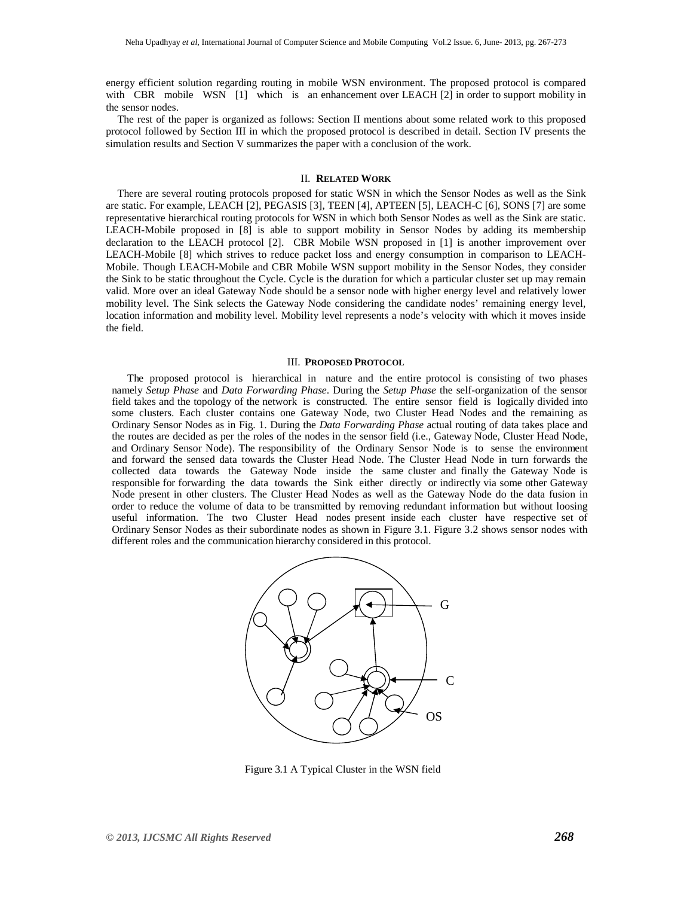energy efficient solution regarding routing in mobile WSN environment. The proposed protocol is compared with CBR mobile WSN [1] which is an enhancement over LEACH [2] in order to support mobility in the sensor nodes.

The rest of the paper is organized as follows: Section II mentions about some related work to this proposed protocol followed by Section III in which the proposed protocol is described in detail. Section IV presents the simulation results and Section V summarizes the paper with a conclusion of the work.

## II. RELATED WORK

There are several routing protocols proposed for static WSN in which the Sensor Nodes as well as the Sink are static. For example, LEACH [2], PEGASIS [3], TEEN [4], APTEEN [5], LEACH-C [6], SONS [7] are some representative hierarchical routing protocols for WSN in which both Sensor Nodes as well as the Sink are static. LEACH-Mobile proposed in [8] is able to support mobility in Sensor Nodes by adding its membership declaration to the LEACH protocol [2]. CBR Mobile WSN proposed in [1] is another improvement over LEACH-Mobile [8] which strives to reduce packet loss and energy consumption in comparison to LEACH-Mobile. Though LEACH-Mobile and CBR Mobile WSN support mobility in the Sensor Nodes, they consider the Sink to be static throughout the Cycle. Cycle is the duration for which a particular cluster set up may remain valid. More over an ideal Gateway Node should be a sensor node with higher energy level and relatively lower mobility level. The Sink selects the Gateway Node considering the candidate nodes' remaining energy level, location information and mobility level. Mobility level represents a node's velocity with which it moves inside the field.

## III. PROPOSED PROTOCOL

The proposed protocol is hierarchical in nature and the entire protocol is consisting of two phases namely *Setup Phase* and *Data Forwarding Phase*. During the *Setup Phase* the self-organization of the sensor field takes and the topology of the network is constructed. The entire sensor field is logically divided into some clusters. Each cluster contains one Gateway Node, two Cluster Head Nodes and the remaining as Ordinary Sensor Nodes as in Fig. 1. During the *Data Forwarding Phase* actual routing of data takes place and the routes are decided as per the roles of the nodes in the sensor field (i.e., Gateway Node, Cluster Head Node, and Ordinary Sensor Node). The responsibility of the Ordinary Sensor Node is to sense the environment and forward the sensed data towards the Cluster Head Node. The Cluster Head Node in turn forwards the collected data towards the Gateway Node inside the same cluster and finally the Gateway Node is responsible for forwarding the data towards the Sink either directly or indirectly via some other Gateway Node present in other clusters. The Cluster Head Nodes as well as the Gateway Node do the data fusion in order to reduce the volume of data to be transmitted by removing redundant information but without loosing useful information. The two Cluster Head nodes present inside each cluster have respective set of Ordinary Sensor Nodes as their subordinate nodes as shown in Figure 3.1. Figure 3.2 shows sensor nodes with different roles and the communication hierarchy considered in this protocol.

G

C

OS

Figure 3.1 A Typical Cluster in the WSN field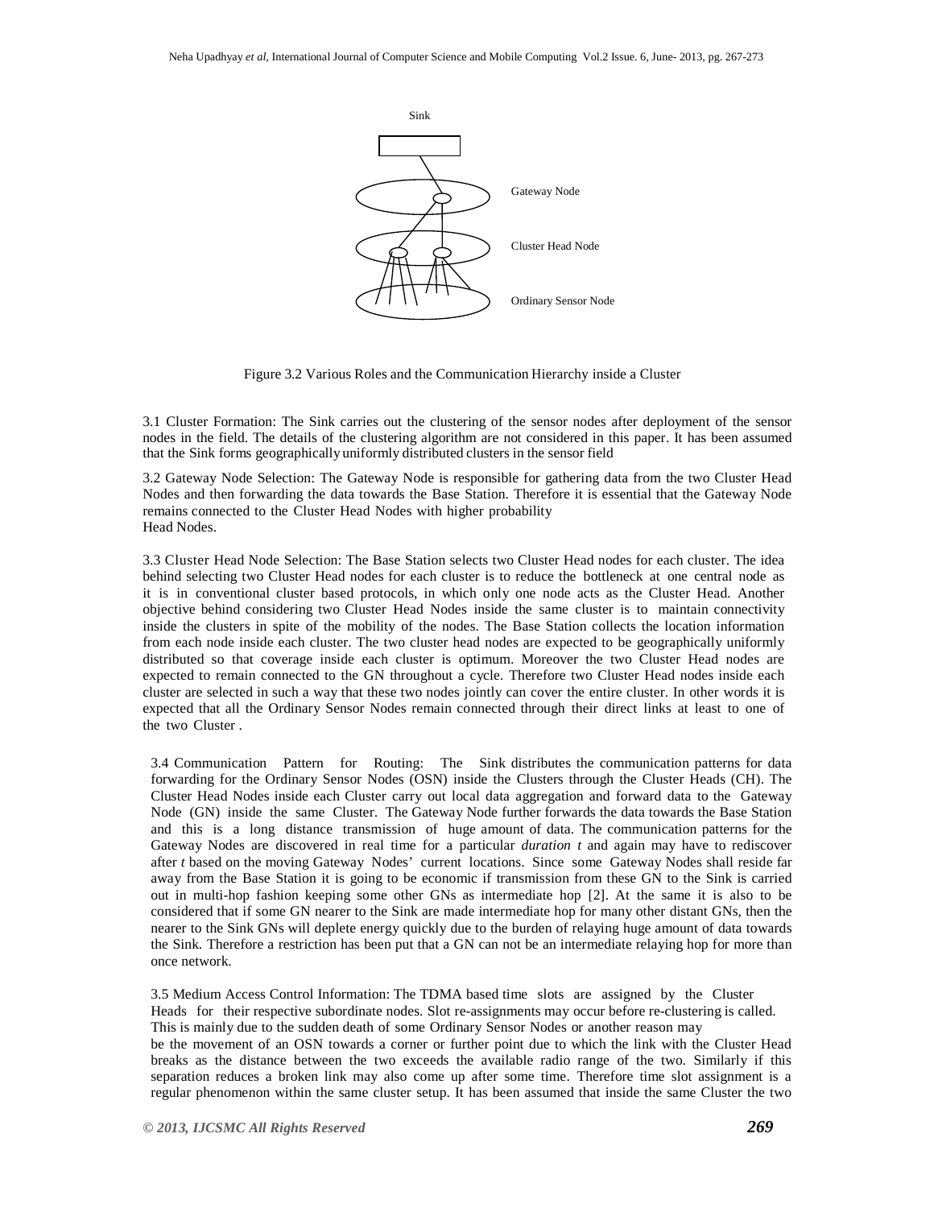Sink

Gateway Node

Cluster Head Node

Ordinary Sensor Node

Figure 3.2 Various Roles and the Communication Hierarchy inside a Cluster

3.1 Cluster Formation: The Sink carries out the clustering of the sensor nodes after deployment of the sensor nodes in the field. The details of the clustering algorithm are not considered in this paper. It has been assumed that the Sink forms geographically uniformly distributed clusters in the sensor field

3.2 Gateway Node Selection: The Gateway Node is responsible for gathering data from the two Cluster Head Nodes and then forwarding the data towards the Base Station. Therefore it is essential that the Gateway Node remains connected to the Cluster Head Nodes with higher probability
Head Nodes.

3.3 Cluster Head Node Selection: The Base Station selects two Cluster Head nodes for each cluster. The idea behind selecting two Cluster Head nodes for each cluster is to reduce the bottleneck at one central node as it is in conventional cluster based protocols, in which only one node acts as the Cluster Head. Another objective behind considering two Cluster Head Nodes inside the same cluster is to maintain connectivity inside the clusters in spite of the mobility of the nodes. The Base Station collects the location information from each node inside each cluster. The two cluster head nodes are expected to be geographically uniformly distributed so that coverage inside each cluster is optimum. Moreover the two Cluster Head nodes are expected to remain connected to the GN throughout a cycle. Therefore two Cluster Head nodes inside each cluster are selected in such a way that these two nodes jointly can cover the entire cluster. In other words it is expected that all the Ordinary Sensor Nodes remain connected through their direct links at least to one of the two Cluster .

3.4 Communication Pattern for Routing: The Sink distributes the communication patterns for data forwarding for the Ordinary Sensor Nodes (OSN) inside the Clusters through the Cluster Heads (CH). The Cluster Head Nodes inside each Cluster carry out local data aggregation and forward data to the Gateway Node (GN) inside the same Cluster. The Gateway Node further forwards the data towards the Base Station and this is a long distance transmission of huge amount of data. The communication patterns for the Gateway Nodes are discovered in real time for a particular *duration t* and again may have to rediscover after *t* based on the moving Gateway Nodes' current locations. Since some Gateway Nodes shall reside far away from the Base Station it is going to be economic if transmission from these GN to the Sink is carried out in multi-hop fashion keeping some other GNs as intermediate hop [2]. At the same it is also to be considered that if some GN nearer to the Sink are made intermediate hop for many other distant GNs, then the nearer to the Sink GNs will deplete energy quickly due to the burden of relaying huge amount of data towards the Sink. Therefore a restriction has been put that a GN can not be an intermediate relaying hop for more than once network.

3.5 Medium Access Control Information: The TDMA based time slots are assigned by the Cluster Heads for their respective subordinate nodes. Slot re-assignments may occur before re-clustering is called. This is mainly due to the sudden death of some Ordinary Sensor Nodes or another reason may be the movement of an OSN towards a corner or further point due to which the link with the Cluster Head breaks as the distance between the two exceeds the available radio range of the two. Similarly if this separation reduces a broken link may also come up after some time. Therefore time slot assignment is a regular phenomenon within the same cluster setup. It has been assumed that inside the same Cluster the two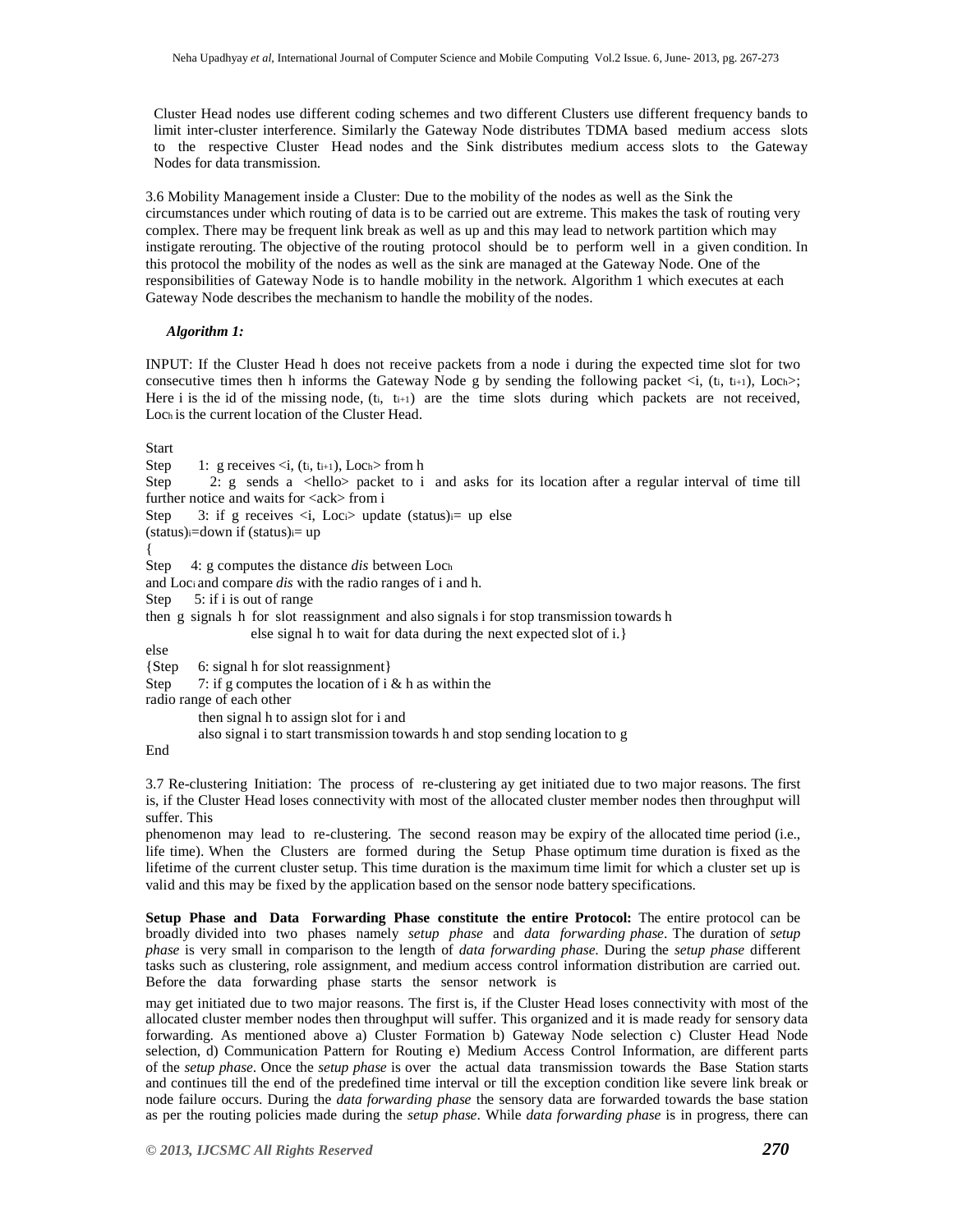Cluster Head nodes use different coding schemes and two different Clusters use different frequency bands to limit inter-cluster interference. Similarly the Gateway Node distributes TDMA based medium access slots to the respective Cluster Head nodes and the Sink distributes medium access slots to the Gateway Nodes for data transmission.

3.6 Mobility Management inside a Cluster: Due to the mobility of the nodes as well as the Sink the circumstances under which routing of data is to be carried out are extreme. This makes the task of routing very complex. There may be frequent link break as well as up and this may lead to network partition which may instigate rerouting. The objective of the routing protocol should be to perform well in a given condition. In this protocol the mobility of the nodes as well as the sink are managed at the Gateway Node. One of the responsibilities of Gateway Node is to handle mobility in the network. Algorithm 1 which executes at each Gateway Node describes the mechanism to handle the mobility of the nodes.

***Algorithm 1:***

INPUT: If the Cluster Head h does not receive packets from a node i during the expected time slot for two consecutive times then h informs the Gateway Node g by sending the following packet <i, ($t_i$, $t_{i+1}$), $Loc_h$>; Here i is the id of the missing node, ($t_i$, $t_{i+1}$) are the time slots during which packets are not received, $Loc_h$ is the current location of the Cluster Head.

Start

Step 1: g receives <i, ($t_i$, $t_{i+1}$), $Loc_h$> from h

Step 2: g sends a <hello> packet to i and asks for its location after a regular interval of time till further notice and waits for <ack> from i

Step 3: if g receives <i, $Loc_i$> update $(status)_i$= up else $(status)_i$=down if $(status)_i$= up

{

Step 4: g computes the distance *dis* between $Loc_h$ and $Loc_i$ and compare *dis* with the radio ranges of i and h.

Step 5: if i is out of range

then g signals h for slot reassignment and also signals i for stop transmission towards h

else signal h to wait for data during the next expected slot of i.}

else

{Step 6: signal h for slot reassignment}

Step 7: if g computes the location of i & h as within the radio range of each other

then signal h to assign slot for i and

also signal i to start transmission towards h and stop sending location to g

End

3.7 Re-clustering Initiation: The process of re-clustering ay get initiated due to two major reasons. The first is, if the Cluster Head loses connectivity with most of the allocated cluster member nodes then throughput will suffer. This

phenomenon may lead to re-clustering. The second reason may be expiry of the allocated time period (i.e., life time). When the Clusters are formed during the Setup Phase optimum time duration is fixed as the lifetime of the current cluster setup. This time duration is the maximum time limit for which a cluster set up is valid and this may be fixed by the application based on the sensor node battery specifications.

**Setup Phase and Data Forwarding Phase constitute the entire Protocol:** The entire protocol can be broadly divided into two phases namely *setup phase* and *data forwarding phase*. The duration of *setup phase* is very small in comparison to the length of *data forwarding phase.* During the *setup phase* different tasks such as clustering, role assignment, and medium access control information distribution are carried out. Before the data forwarding phase starts the sensor network is

may get initiated due to two major reasons. The first is, if the Cluster Head loses connectivity with most of the allocated cluster member nodes then throughput will suffer. This organized and it is made ready for sensory data forwarding. As mentioned above a) Cluster Formation b) Gateway Node selection c) Cluster Head Node selection, d) Communication Pattern for Routing e) Medium Access Control Information, are different parts of the *setup phase*. Once the *setup phase* is over the actual data transmission towards the Base Station starts and continues till the end of the predefined time interval or till the exception condition like severe link break or node failure occurs. During the *data forwarding phase* the sensory data are forwarded towards the base station as per the routing policies made during the *setup phase*. While *data forwarding phase* is in progress, there can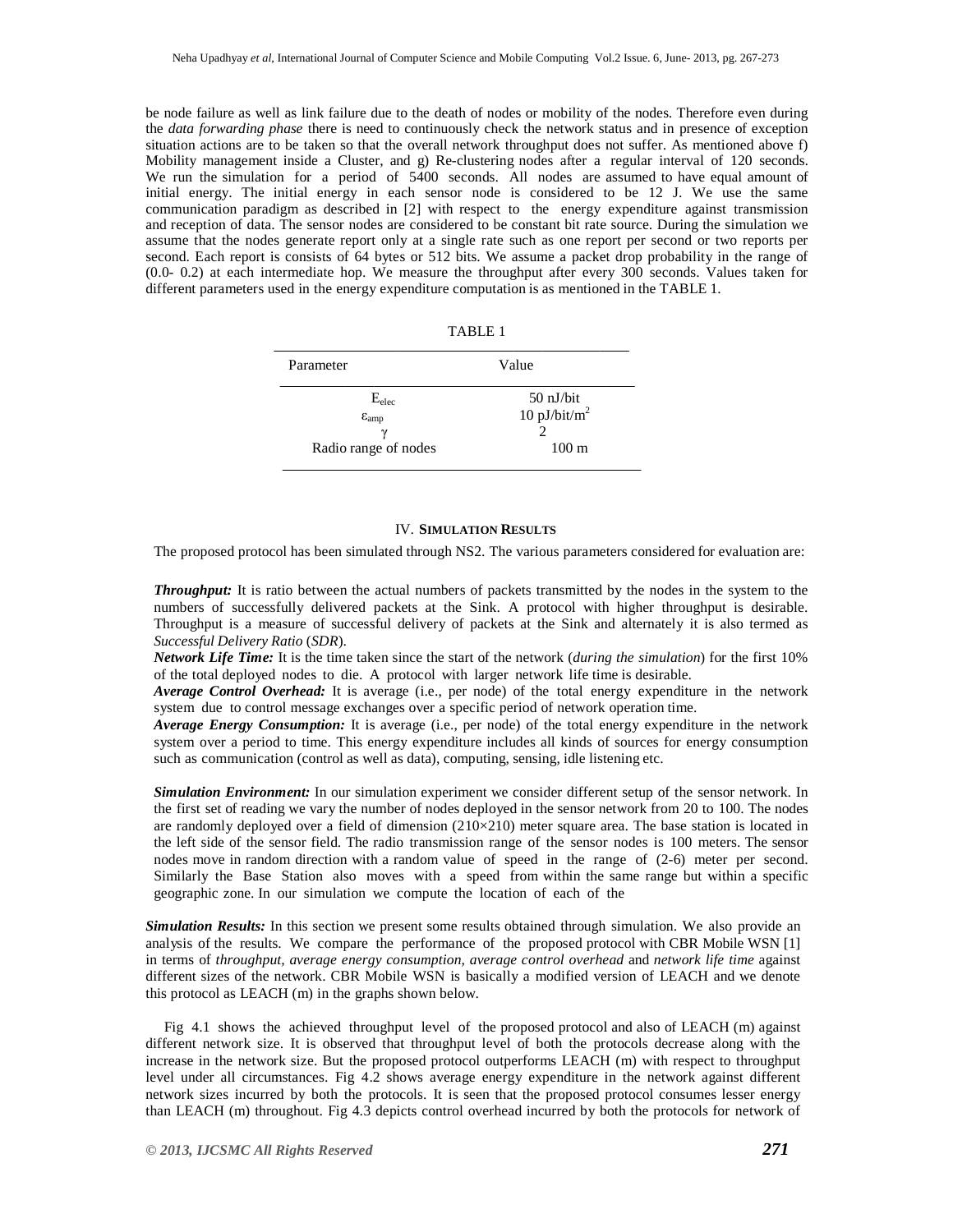be node failure as well as link failure due to the death of nodes or mobility of the nodes. Therefore even during the *data forwarding phase* there is need to continuously check the network status and in presence of exception situation actions are to be taken so that the overall network throughput does not suffer. As mentioned above f) Mobility management inside a Cluster, and g) Re-clustering nodes after a regular interval of 120 seconds. We run the simulation for a period of 5400 seconds. All nodes are assumed to have equal amount of initial energy. The initial energy in each sensor node is considered to be 12 J. We use the same communication paradigm as described in [2] with respect to the energy expenditure against transmission and reception of data. The sensor nodes are considered to be constant bit rate source. During the simulation we assume that the nodes generate report only at a single rate such as one report per second or two reports per second. Each report is consists of 64 bytes or 512 bits. We assume a packet drop probability in the range of (0.0- 0.2) at each intermediate hop. We measure the throughput after every 300 seconds. Values taken for different parameters used in the energy expenditure computation is as mentioned in the TABLE 1.

TABLE 1

| Parameter | Value |
|---|---|
| $E_{elec}$ | 50 nJ/bit |
| $\varepsilon_{amp}$ | 10 pJ/bit/m$^2$ |
| $\gamma$ | 2 |
| Radio range of nodes | 100 m |

## IV. SIMULATION RESULTS

The proposed protocol has been simulated through NS2. The various parameters considered for evaluation are:

***Throughput:*** It is ratio between the actual numbers of packets transmitted by the nodes in the system to the numbers of successfully delivered packets at the Sink. A protocol with higher throughput is desirable. Throughput is a measure of successful delivery of packets at the Sink and alternately it is also termed as *Successful Delivery Ratio* (*SDR*).

***Network Life Time:*** It is the time taken since the start of the network (*during the simulation*) for the first 10% of the total deployed nodes to die. A protocol with larger network life time is desirable.

***Average Control Overhead:*** It is average (i.e., per node) of the total energy expenditure in the network system due to control message exchanges over a specific period of network operation time.

***Average Energy Consumption:*** It is average (i.e., per node) of the total energy expenditure in the network system over a period to time. This energy expenditure includes all kinds of sources for energy consumption such as communication (control as well as data), computing, sensing, idle listening etc.

***Simulation Environment:*** In our simulation experiment we consider different setup of the sensor network. In the first set of reading we vary the number of nodes deployed in the sensor network from 20 to 100. The nodes are randomly deployed over a field of dimension (210×210) meter square area. The base station is located in the left side of the sensor field. The radio transmission range of the sensor nodes is 100 meters. The sensor nodes move in random direction with a random value of speed in the range of (2-6) meter per second. Similarly the Base Station also moves with a speed from within the same range but within a specific geographic zone. In our simulation we compute the location of each of the

***Simulation Results:*** In this section we present some results obtained through simulation. We also provide an analysis of the results. We compare the performance of the proposed protocol with CBR Mobile WSN [1] in terms of *throughput, average energy consumption, average control overhead* and *network life time* against different sizes of the network. CBR Mobile WSN is basically a modified version of LEACH and we denote this protocol as LEACH (m) in the graphs shown below.

Fig 4.1 shows the achieved throughput level of the proposed protocol and also of LEACH (m) against different network size. It is observed that throughput level of both the protocols decrease along with the increase in the network size. But the proposed protocol outperforms LEACH (m) with respect to throughput level under all circumstances. Fig 4.2 shows average energy expenditure in the network against different network sizes incurred by both the protocols. It is seen that the proposed protocol consumes lesser energy than LEACH (m) throughout. Fig 4.3 depicts control overhead incurred by both the protocols for network of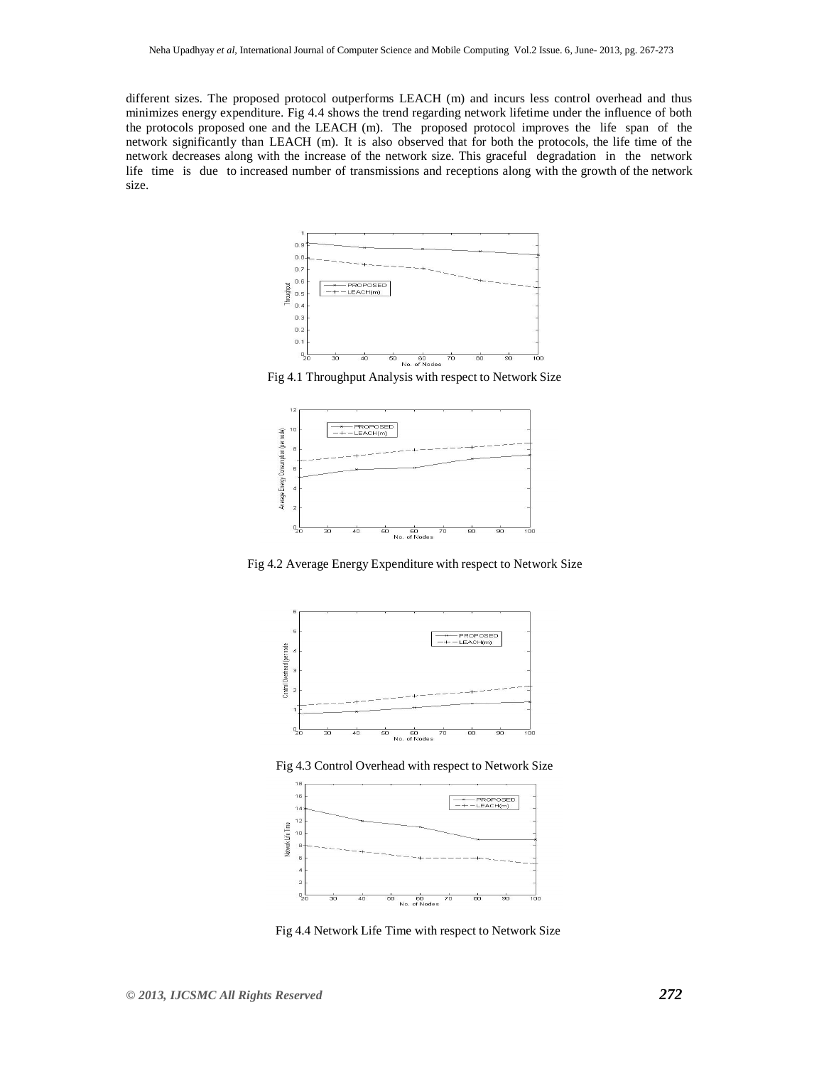different sizes. The proposed protocol outperforms LEACH (m) and incurs less control overhead and thus minimizes energy expenditure. Fig 4.4 shows the trend regarding network lifetime under the influence of both the protocols proposed one and the LEACH (m). The proposed protocol improves the life span of the network significantly than LEACH (m). It is also observed that for both the protocols, the life time of the network decreases along with the increase of the network size. This graceful degradation in the network life time is due to increased number of transmissions and receptions along with the growth of the network size.

Fig 4.1 Throughput Analysis with respect to Network Size

Fig 4.2 Average Energy Expenditure with respect to Network Size

Fig 4.3 Control Overhead with respect to Network Size

Fig 4.4 Network Life Time with respect to Network Size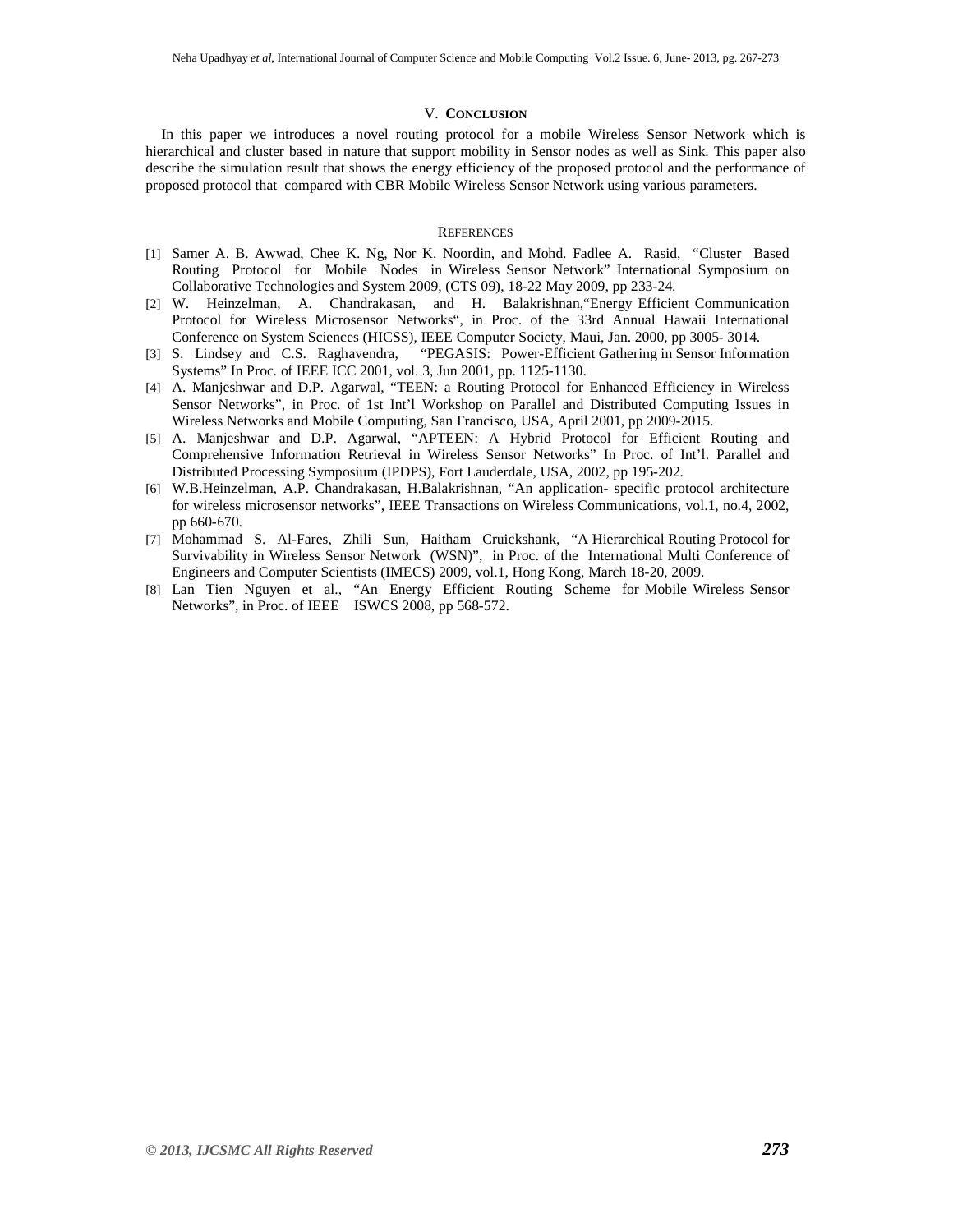## V. CONCLUSION

In this paper we introduces a novel routing protocol for a mobile Wireless Sensor Network which is hierarchical and cluster based in nature that support mobility in Sensor nodes as well as Sink. This paper also describe the simulation result that shows the energy efficiency of the proposed protocol and the performance of proposed protocol that compared with CBR Mobile Wireless Sensor Network using various parameters.

## REFERENCES

[1] Samer A. B. Awwad, Chee K. Ng, Nor K. Noordin, and Mohd. Fadlee A. Rasid, "Cluster Based Routing Protocol for Mobile Nodes in Wireless Sensor Network" International Symposium on Collaborative Technologies and System 2009, (CTS 09), 18-22 May 2009, pp 233-24.

[2] W. Heinzelman, A. Chandrakasan, and H. Balakrishnan,"Energy Efficient Communication Protocol for Wireless Microsensor Networks", in Proc. of the 33rd Annual Hawaii International Conference on System Sciences (HICSS), IEEE Computer Society, Maui, Jan. 2000, pp 3005- 3014.

[3] S. Lindsey and C.S. Raghavendra, "PEGASIS: Power-Efficient Gathering in Sensor Information Systems" In Proc. of IEEE ICC 2001, vol. 3, Jun 2001, pp. 1125-1130.

[4] A. Manjeshwar and D.P. Agarwal, "TEEN: a Routing Protocol for Enhanced Efficiency in Wireless Sensor Networks", in Proc. of 1st Int'l Workshop on Parallel and Distributed Computing Issues in Wireless Networks and Mobile Computing, San Francisco, USA, April 2001, pp 2009-2015.

[5] A. Manjeshwar and D.P. Agarwal, "APTEEN: A Hybrid Protocol for Efficient Routing and Comprehensive Information Retrieval in Wireless Sensor Networks" In Proc. of Int'l. Parallel and Distributed Processing Symposium (IPDPS), Fort Lauderdale, USA, 2002, pp 195-202.

[6] W.B.Heinzelman, A.P. Chandrakasan, H.Balakrishnan, "An application- specific protocol architecture for wireless microsensor networks", IEEE Transactions on Wireless Communications, vol.1, no.4, 2002, pp 660-670.

[7] Mohammad S. Al-Fares, Zhili Sun, Haitham Cruickshank, "A Hierarchical Routing Protocol for Survivability in Wireless Sensor Network (WSN)", in Proc. of the International Multi Conference of Engineers and Computer Scientists (IMECS) 2009, vol.1, Hong Kong, March 18-20, 2009.

[8] Lan Tien Nguyen et al., "An Energy Efficient Routing Scheme for Mobile Wireless Sensor Networks", in Proc. of IEEE ISWCS 2008, pp 568-572.